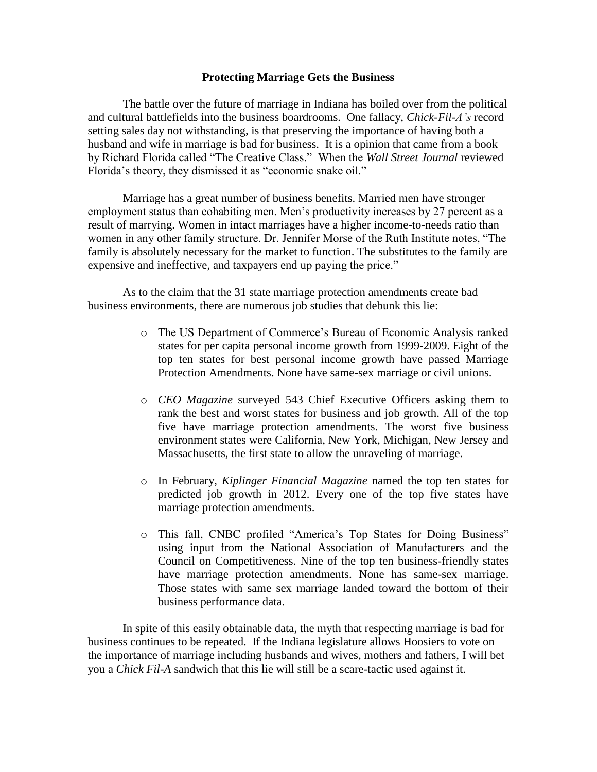## Protecting Marriage Gets the Business

The battle over the future of marriage in Indiana has boiled over from the political and cultural battlefields into the business boardrooms. One fallacy, *Chick-Fil-A's* record setting sales day not withstanding, is that preserving the importance of having both a husband and wife in marriage is bad for business. It is a opinion that came from a book by Richard Florida called "The Creative Class." When the *Wall Street Journal* reviewed Florida's theory, they dismissed it as "economic snake oil."

Marriage has a great number of business benefits. Married men have stronger employment status than cohabiting men. Men's productivity increases by 27 percent as a result of marrying. Women in intact marriages have a higher income-to-needs ratio than women in any other family structure. Dr. Jennifer Morse of the Ruth Institute notes, "The family is absolutely necessary for the market to function. The substitutes to the family are expensive and ineffective, and taxpayers end up paying the price."

As to the claim that the 31 state marriage protection amendments create bad business environments, there are numerous job studies that debunk this lie:

- The US Department of Commerce's Bureau of Economic Analysis ranked states for per capita personal income growth from 1999-2009. Eight of the top ten states for best personal income growth have passed Marriage Protection Amendments. None have same-sex marriage or civil unions.
- *CEO Magazine* surveyed 543 Chief Executive Officers asking them to rank the best and worst states for business and job growth. All of the top five have marriage protection amendments. The worst five business environment states were California, New York, Michigan, New Jersey and Massachusetts, the first state to allow the unraveling of marriage.
- In February, *Kiplinger Financial Magazine* named the top ten states for predicted job growth in 2012. Every one of the top five states have marriage protection amendments.
- This fall, CNBC profiled "America's Top States for Doing Business" using input from the National Association of Manufacturers and the Council on Competitiveness. Nine of the top ten business-friendly states have marriage protection amendments. None has same-sex marriage. Those states with same sex marriage landed toward the bottom of their business performance data.

In spite of this easily obtainable data, the myth that respecting marriage is bad for business continues to be repeated. If the Indiana legislature allows Hoosiers to vote on the importance of marriage including husbands and wives, mothers and fathers, I will bet you a *Chick Fil-A* sandwich that this lie will still be a scare-tactic used against it.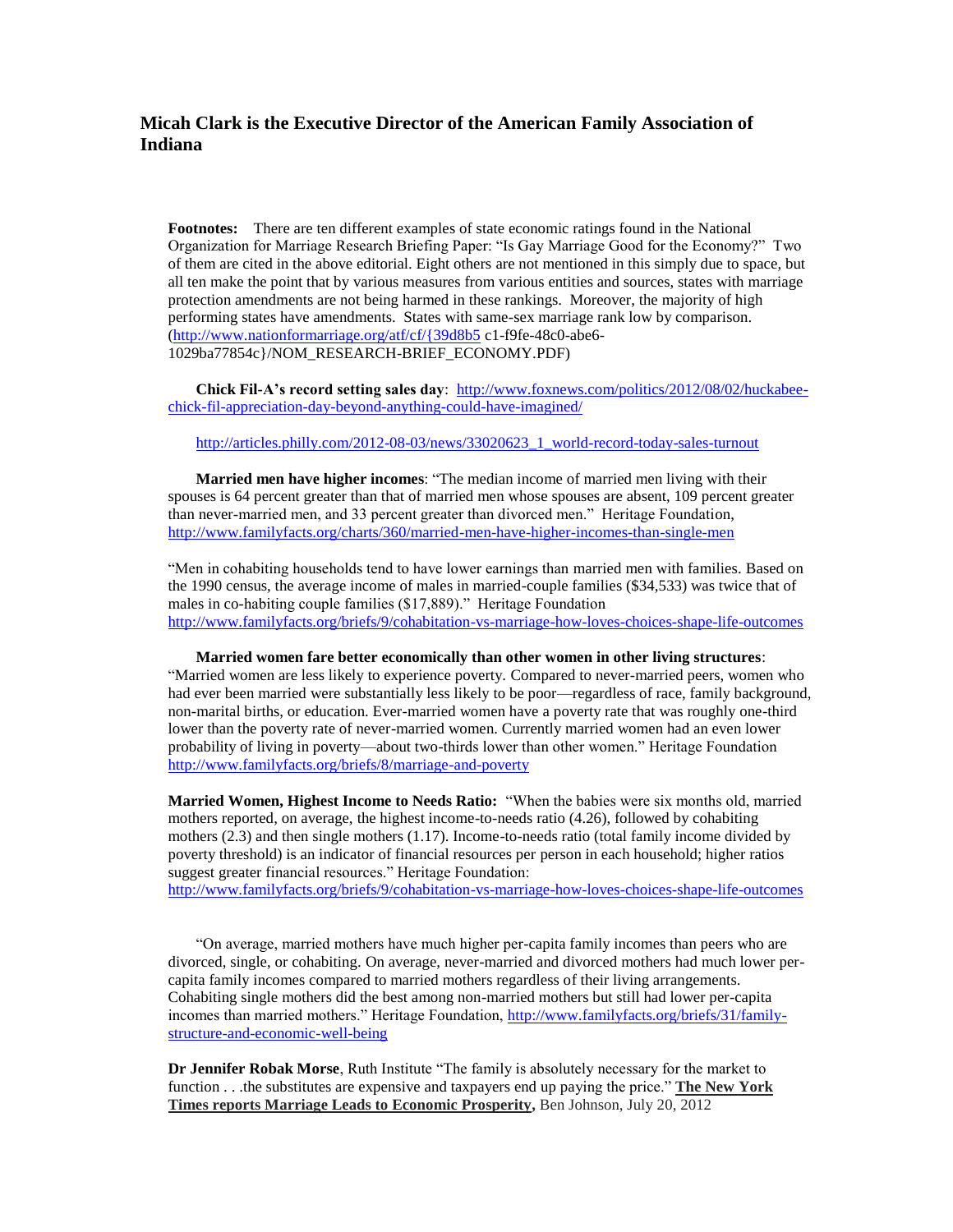## Micah Clark is the Executive Director of the American Family Association of Indiana

**Footnotes:** There are ten different examples of state economic ratings found in the National Organization for Marriage Research Briefing Paper: "Is Gay Marriage Good for the Economy?" Two of them are cited in the above editorial. Eight others are not mentioned in this simply due to space, but all ten make the point that by various measures from various entities and sources, states with marriage protection amendments are not being harmed in these rankings. Moreover, the majority of high performing states have amendments. States with same-sex marriage rank low by comparison. (http://www.nationformarriage.org/atf/cf/{39d8b5 c1-f9fe-48c0-abe6-1029ba77854c}/NOM_RESEARCH-BRIEF_ECONOMY.PDF)

**Chick Fil-A's record setting sales day**: http://www.foxnews.com/politics/2012/08/02/huckabee-chick-fil-appreciation-day-beyond-anything-could-have-imagined/

http://articles.philly.com/2012-08-03/news/33020623_1_world-record-today-sales-turnout

**Married men have higher incomes**: "The median income of married men living with their spouses is 64 percent greater than that of married men whose spouses are absent, 109 percent greater than never-married men, and 33 percent greater than divorced men." Heritage Foundation, http://www.familyfacts.org/charts/360/married-men-have-higher-incomes-than-single-men

"Men in cohabiting households tend to have lower earnings than married men with families. Based on the 1990 census, the average income of males in married-couple families ($34,533) was twice that of males in co-habiting couple families ($17,889)." Heritage Foundation http://www.familyfacts.org/briefs/9/cohabitation-vs-marriage-how-loves-choices-shape-life-outcomes

**Married women fare better economically than other women in other living structures**: "Married women are less likely to experience poverty. Compared to never-married peers, women who had ever been married were substantially less likely to be poor—regardless of race, family background, non-marital births, or education. Ever-married women have a poverty rate that was roughly one-third lower than the poverty rate of never-married women. Currently married women had an even lower probability of living in poverty—about two-thirds lower than other women." Heritage Foundation http://www.familyfacts.org/briefs/8/marriage-and-poverty

**Married Women, Highest Income to Needs Ratio:** "When the babies were six months old, married mothers reported, on average, the highest income-to-needs ratio (4.26), followed by cohabiting mothers (2.3) and then single mothers (1.17). Income-to-needs ratio (total family income divided by poverty threshold) is an indicator of financial resources per person in each household; higher ratios suggest greater financial resources." Heritage Foundation: http://www.familyfacts.org/briefs/9/cohabitation-vs-marriage-how-loves-choices-shape-life-outcomes

"On average, married mothers have much higher per-capita family incomes than peers who are divorced, single, or cohabiting. On average, never-married and divorced mothers had much lower per-capita family incomes compared to married mothers regardless of their living arrangements. Cohabiting single mothers did the best among non-married mothers but still had lower per-capita incomes than married mothers." Heritage Foundation, http://www.familyfacts.org/briefs/31/family-structure-and-economic-well-being

**Dr Jennifer Robak Morse**, Ruth Institute "The family is absolutely necessary for the market to function . . .the substitutes are expensive and taxpayers end up paying the price." **The New York Times reports Marriage Leads to Economic Prosperity,** Ben Johnson, July 20, 2012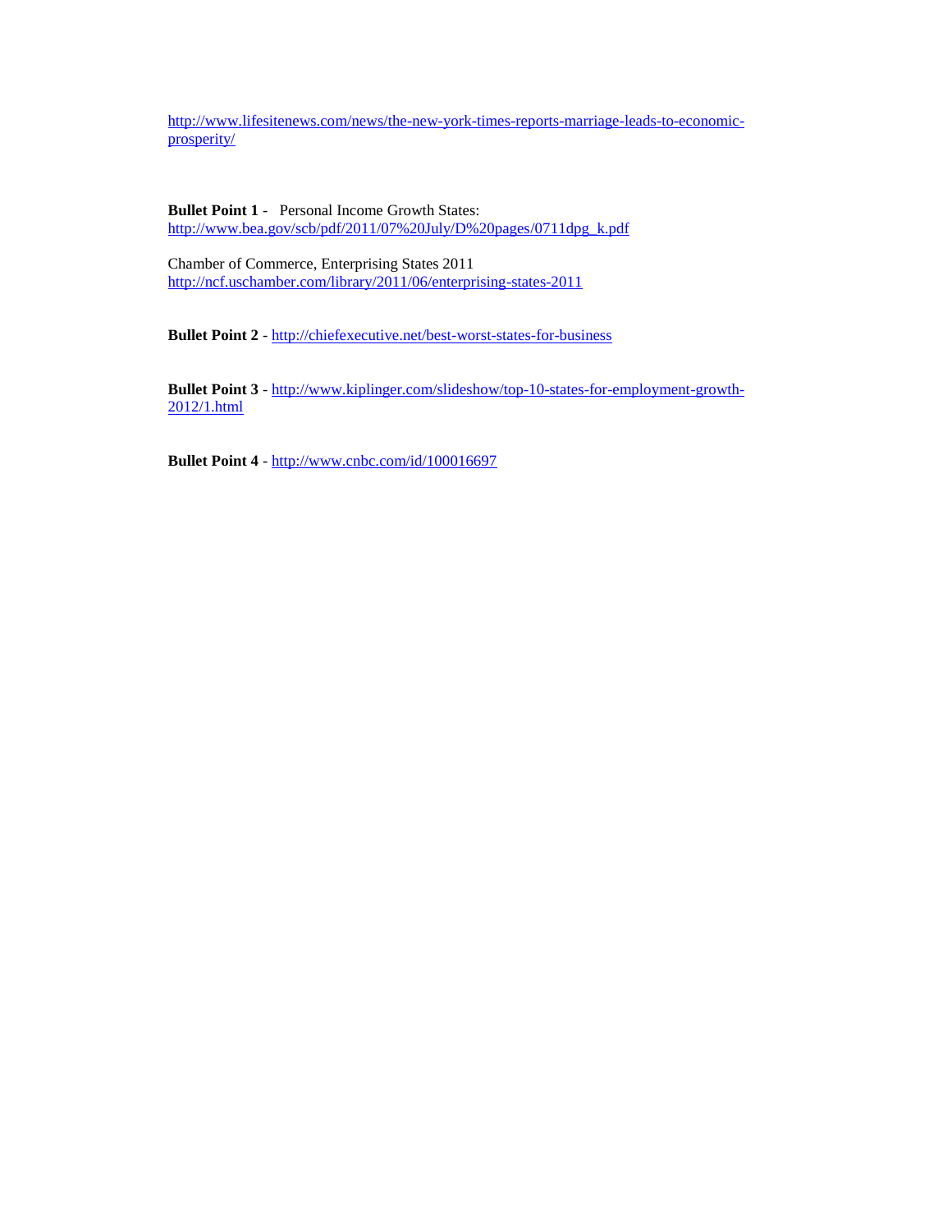http://www.lifesitenews.com/news/the-new-york-times-reports-marriage-leads-to-economic-prosperity/

**Bullet Point 1** - Personal Income Growth States:
http://www.bea.gov/scb/pdf/2011/07%20July/D%20pages/0711dpg_k.pdf

Chamber of Commerce, Enterprising States 2011
http://ncf.uschamber.com/library/2011/06/enterprising-states-2011

**Bullet Point 2** - http://chiefexecutive.net/best-worst-states-for-business

**Bullet Point 3** - http://www.kiplinger.com/slideshow/top-10-states-for-employment-growth-2012/1.html

**Bullet Point 4** - http://www.cnbc.com/id/100016697